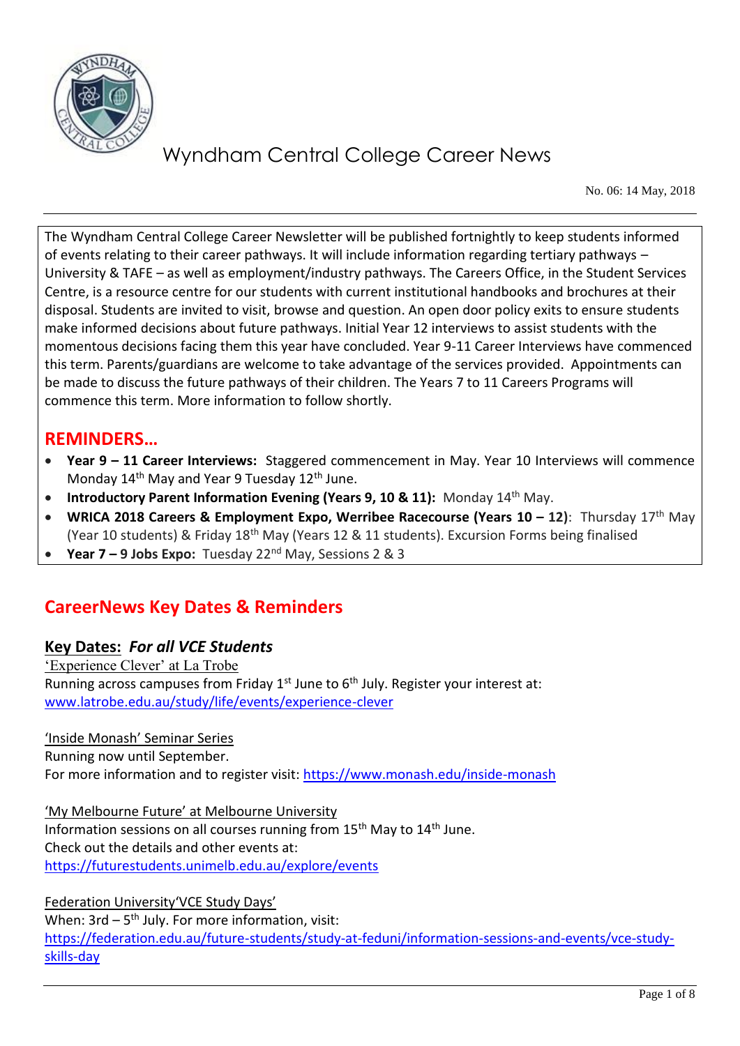# Wyndham Central College Career News

No. 06: 14 May, 2018

The Wyndham Central College Career Newsletter will be published fortnightly to keep students informed of events relating to their career pathways. It will include information regarding tertiary pathways – University & TAFE – as well as employment/industry pathways. The Careers Office, in the Student Services Centre, is a resource centre for our students with current institutional handbooks and brochures at their disposal. Students are invited to visit, browse and question. An open door policy exits to ensure students make informed decisions about future pathways. Initial Year 12 interviews to assist students with the momentous decisions facing them this year have concluded. Year 9-11 Career Interviews have commenced this term. Parents/guardians are welcome to take advantage of the services provided. Appointments can be made to discuss the future pathways of their children. The Years 7 to 11 Careers Programs will commence this term. More information to follow shortly.

## REMINDERS…

- **Year 9 – 11 Career Interviews:** Staggered commencement in May. Year 10 Interviews will commence Monday 14th May and Year 9 Tuesday 12th June.
- **Introductory Parent Information Evening (Years 9, 10 & 11):** Monday 14th May.
- **WRICA 2018 Careers & Employment Expo, Werribee Racecourse (Years 10 – 12)**: Thursday 17th May (Year 10 students) & Friday 18th May (Years 12 & 11 students). Excursion Forms being finalised
- **Year 7 – 9 Jobs Expo:** Tuesday 22nd May, Sessions 2 & 3

## CareerNews Key Dates & Reminders

### Key Dates: *For all VCE Students*

'Experience Clever' at La Trobe
Running across campuses from Friday 1st June to 6th July. Register your interest at:
www.latrobe.edu.au/study/life/events/experience-clever

'Inside Monash' Seminar Series
Running now until September.
For more information and to register visit: https://www.monash.edu/inside-monash

'My Melbourne Future' at Melbourne University
Information sessions on all courses running from 15th May to 14th June.
Check out the details and other events at:
https://futurestudents.unimelb.edu.au/explore/events

Federation University'VCE Study Days'
When: 3rd – 5th July. For more information, visit:
https://federation.edu.au/future-students/study-at-feduni/information-sessions-and-events/vce-study-skills-day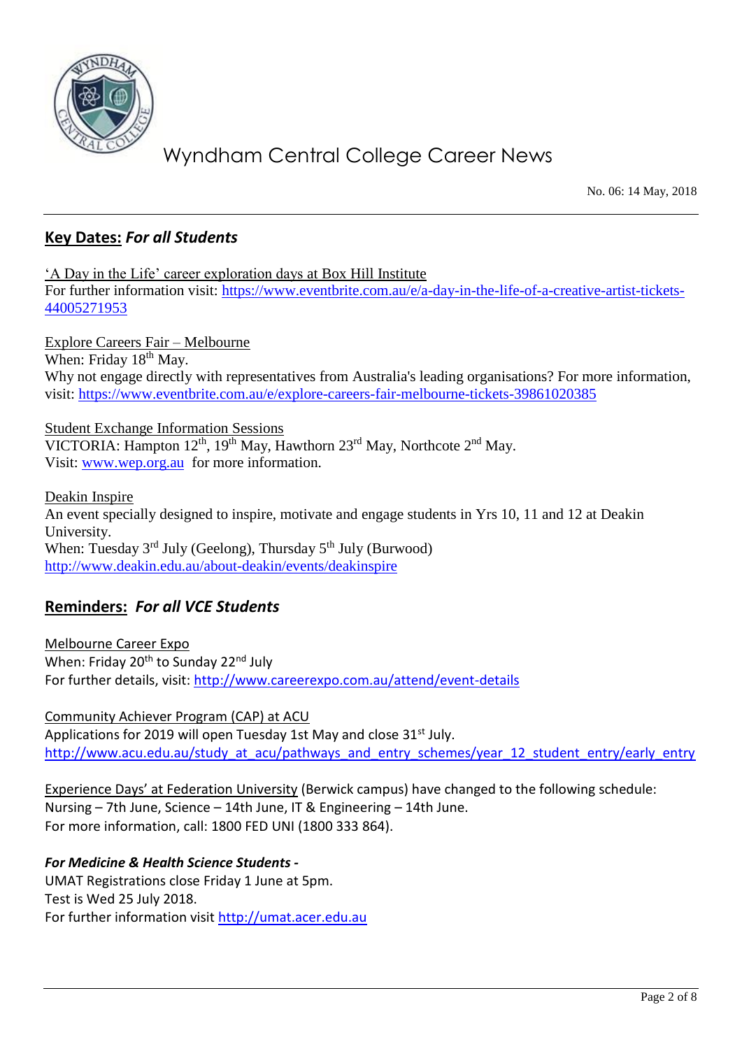# Wyndham Central College Career News

No. 06: 14 May, 2018

## Key Dates: *For all Students*

'A Day in the Life' career exploration days at Box Hill Institute
For further information visit: https://www.eventbrite.com.au/e/a-day-in-the-life-of-a-creative-artist-tickets-44005271953

Explore Careers Fair – Melbourne
When: Friday 18th May.
Why not engage directly with representatives from Australia's leading organisations? For more information, visit: https://www.eventbrite.com.au/e/explore-careers-fair-melbourne-tickets-39861020385

Student Exchange Information Sessions
VICTORIA: Hampton 12th, 19th May, Hawthorn 23rd May, Northcote 2nd May.
Visit: www.wep.org.au for more information.

Deakin Inspire
An event specially designed to inspire, motivate and engage students in Yrs 10, 11 and 12 at Deakin University.
When: Tuesday 3rd July (Geelong), Thursday 5th July (Burwood)
http://www.deakin.edu.au/about-deakin/events/deakinspire

## Reminders: *For all VCE Students*

Melbourne Career Expo
When: Friday 20th to Sunday 22nd July
For further details, visit: http://www.careerexpo.com.au/attend/event-details

Community Achiever Program (CAP) at ACU
Applications for 2019 will open Tuesday 1st May and close 31st July.
http://www.acu.edu.au/study_at_acu/pathways_and_entry_schemes/year_12_student_entry/early_entry

Experience Days' at Federation University (Berwick campus) have changed to the following schedule:
Nursing – 7th June, Science – 14th June, IT & Engineering – 14th June.
For more information, call: 1800 FED UNI (1800 333 864).

***For Medicine & Health Science Students -***
UMAT Registrations close Friday 1 June at 5pm.
Test is Wed 25 July 2018.
For further information visit http://umat.acer.edu.au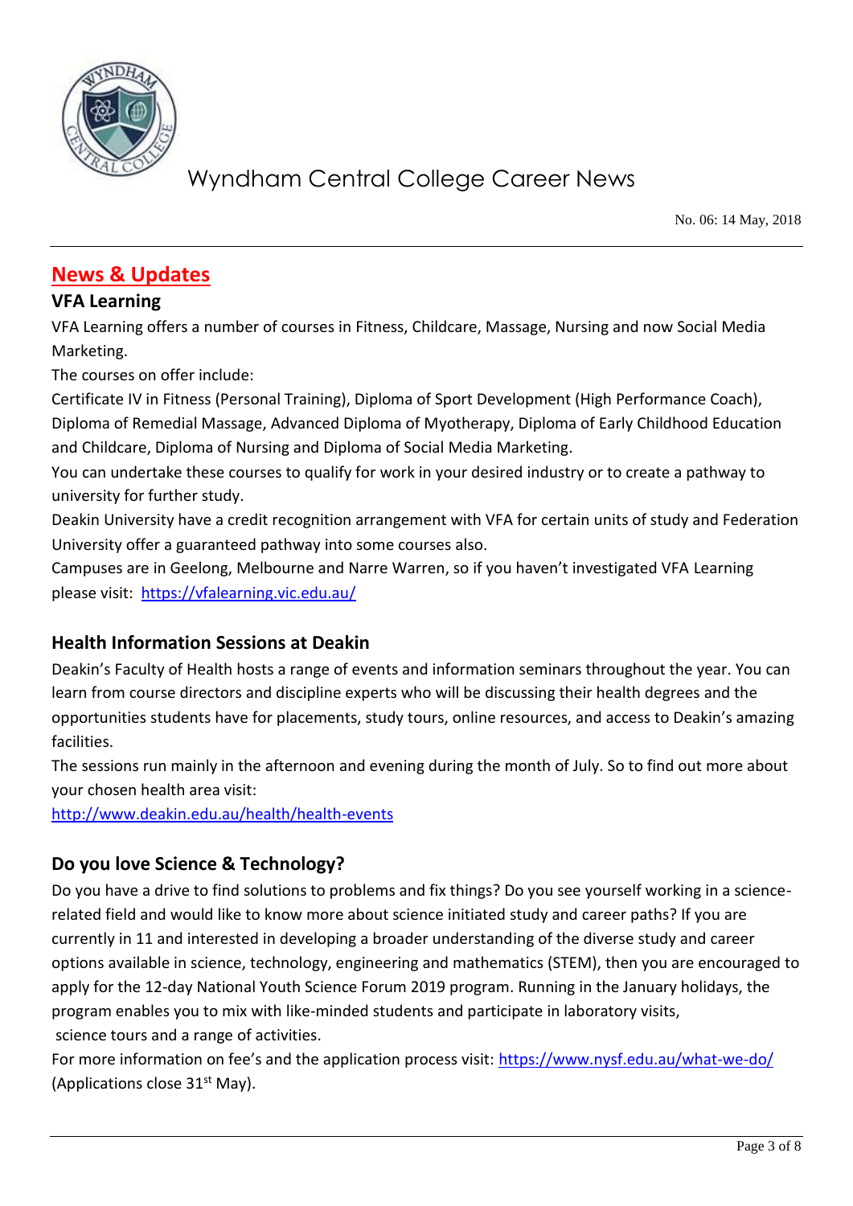## News & Updates

### VFA Learning

VFA Learning offers a number of courses in Fitness, Childcare, Massage, Nursing and now Social Media Marketing.

The courses on offer include:

Certificate IV in Fitness (Personal Training), Diploma of Sport Development (High Performance Coach), Diploma of Remedial Massage, Advanced Diploma of Myotherapy, Diploma of Early Childhood Education and Childcare, Diploma of Nursing and Diploma of Social Media Marketing.

You can undertake these courses to qualify for work in your desired industry or to create a pathway to university for further study.

Deakin University have a credit recognition arrangement with VFA for certain units of study and Federation University offer a guaranteed pathway into some courses also.

Campuses are in Geelong, Melbourne and Narre Warren, so if you haven't investigated VFA Learning please visit: https://vfalearning.vic.edu.au/

### Health Information Sessions at Deakin

Deakin's Faculty of Health hosts a range of events and information seminars throughout the year. You can learn from course directors and discipline experts who will be discussing their health degrees and the opportunities students have for placements, study tours, online resources, and access to Deakin's amazing facilities.

The sessions run mainly in the afternoon and evening during the month of July. So to find out more about your chosen health area visit:

http://www.deakin.edu.au/health/health-events

### Do you love Science & Technology?

Do you have a drive to find solutions to problems and fix things? Do you see yourself working in a science-related field and would like to know more about science initiated study and career paths? If you are currently in 11 and interested in developing a broader understanding of the diverse study and career options available in science, technology, engineering and mathematics (STEM), then you are encouraged to apply for the 12-day National Youth Science Forum 2019 program. Running in the January holidays, the program enables you to mix with like-minded students and participate in laboratory visits, science tours and a range of activities.

For more information on fee's and the application process visit: https://www.nysf.edu.au/what-we-do/ (Applications close 31st May).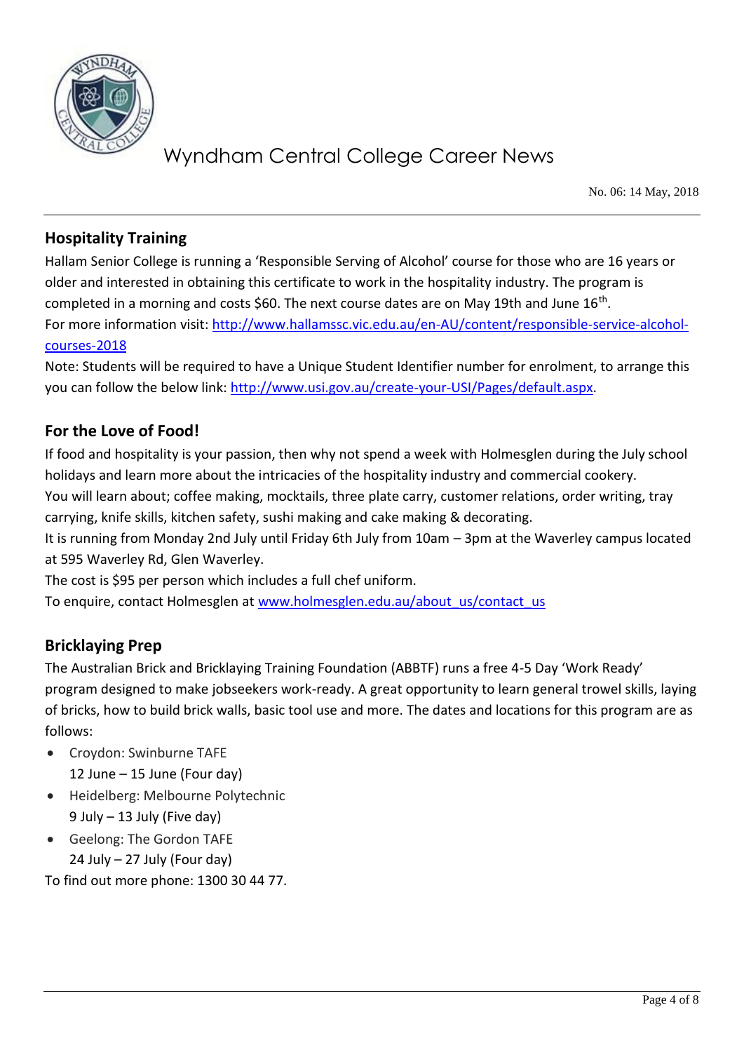## Hospitality Training

Hallam Senior College is running a 'Responsible Serving of Alcohol' course for those who are 16 years or older and interested in obtaining this certificate to work in the hospitality industry. The program is completed in a morning and costs $60. The next course dates are on May 19th and June 16th.

For more information visit: http://www.hallamssc.vic.edu.au/en-AU/content/responsible-service-alcohol-courses-2018

Note: Students will be required to have a Unique Student Identifier number for enrolment, to arrange this you can follow the below link: http://www.usi.gov.au/create-your-USI/Pages/default.aspx.

## For the Love of Food!

If food and hospitality is your passion, then why not spend a week with Holmesglen during the July school holidays and learn more about the intricacies of the hospitality industry and commercial cookery.

You will learn about; coffee making, mocktails, three plate carry, customer relations, order writing, tray carrying, knife skills, kitchen safety, sushi making and cake making & decorating.

It is running from Monday 2nd July until Friday 6th July from 10am – 3pm at the Waverley campus located at 595 Waverley Rd, Glen Waverley.

The cost is $95 per person which includes a full chef uniform.

To enquire, contact Holmesglen at www.holmesglen.edu.au/about_us/contact_us

## Bricklaying Prep

The Australian Brick and Bricklaying Training Foundation (ABBTF) runs a free 4-5 Day 'Work Ready' program designed to make jobseekers work-ready. A great opportunity to learn general trowel skills, laying of bricks, how to build brick walls, basic tool use and more. The dates and locations for this program are as follows:

- Croydon: Swinburne TAFE
  12 June – 15 June (Four day)
- Heidelberg: Melbourne Polytechnic
  9 July – 13 July (Five day)
- Geelong: The Gordon TAFE
  24 July – 27 July (Four day)

To find out more phone: 1300 30 44 77.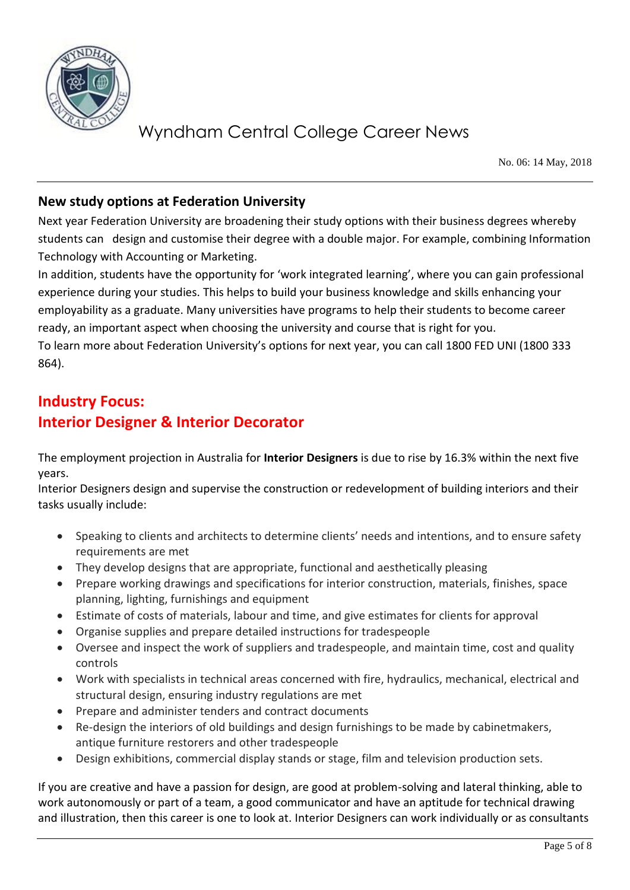## New study options at Federation University

Next year Federation University are broadening their study options with their business degrees whereby students can design and customise their degree with a double major. For example, combining Information Technology with Accounting or Marketing.

In addition, students have the opportunity for 'work integrated learning', where you can gain professional experience during your studies. This helps to build your business knowledge and skills enhancing your employability as a graduate. Many universities have programs to help their students to become career ready, an important aspect when choosing the university and course that is right for you.

To learn more about Federation University's options for next year, you can call 1800 FED UNI (1800 333 864).

## Industry Focus:
## Interior Designer & Interior Decorator

The employment projection in Australia for **Interior Designers** is due to rise by 16.3% within the next five years.

Interior Designers design and supervise the construction or redevelopment of building interiors and their tasks usually include:

- Speaking to clients and architects to determine clients' needs and intentions, and to ensure safety requirements are met
- They develop designs that are appropriate, functional and aesthetically pleasing
- Prepare working drawings and specifications for interior construction, materials, finishes, space planning, lighting, furnishings and equipment
- Estimate of costs of materials, labour and time, and give estimates for clients for approval
- Organise supplies and prepare detailed instructions for tradespeople
- Oversee and inspect the work of suppliers and tradespeople, and maintain time, cost and quality controls
- Work with specialists in technical areas concerned with fire, hydraulics, mechanical, electrical and structural design, ensuring industry regulations are met
- Prepare and administer tenders and contract documents
- Re-design the interiors of old buildings and design furnishings to be made by cabinetmakers, antique furniture restorers and other tradespeople
- Design exhibitions, commercial display stands or stage, film and television production sets.

If you are creative and have a passion for design, are good at problem-solving and lateral thinking, able to work autonomously or part of a team, a good communicator and have an aptitude for technical drawing and illustration, then this career is one to look at. Interior Designers can work individually or as consultants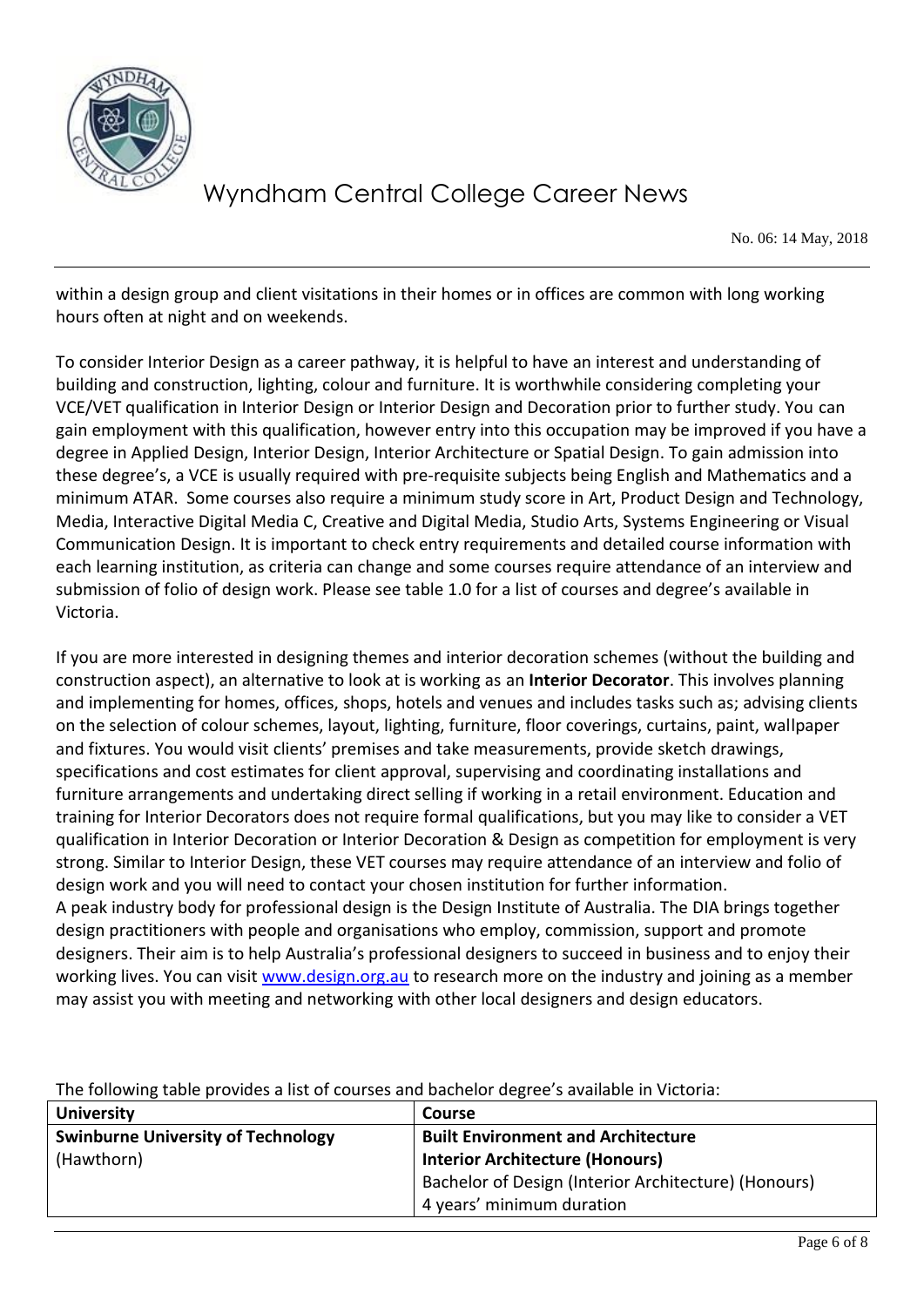within a design group and client visitations in their homes or in offices are common with long working hours often at night and on weekends.

To consider Interior Design as a career pathway, it is helpful to have an interest and understanding of building and construction, lighting, colour and furniture. It is worthwhile considering completing your VCE/VET qualification in Interior Design or Interior Design and Decoration prior to further study. You can gain employment with this qualification, however entry into this occupation may be improved if you have a degree in Applied Design, Interior Design, Interior Architecture or Spatial Design. To gain admission into these degree's, a VCE is usually required with pre-requisite subjects being English and Mathematics and a minimum ATAR. Some courses also require a minimum study score in Art, Product Design and Technology, Media, Interactive Digital Media C, Creative and Digital Media, Studio Arts, Systems Engineering or Visual Communication Design. It is important to check entry requirements and detailed course information with each learning institution, as criteria can change and some courses require attendance of an interview and submission of folio of design work. Please see table 1.0 for a list of courses and degree's available in Victoria.

If you are more interested in designing themes and interior decoration schemes (without the building and construction aspect), an alternative to look at is working as an **Interior Decorator**. This involves planning and implementing for homes, offices, shops, hotels and venues and includes tasks such as; advising clients on the selection of colour schemes, layout, lighting, furniture, floor coverings, curtains, paint, wallpaper and fixtures. You would visit clients' premises and take measurements, provide sketch drawings, specifications and cost estimates for client approval, supervising and coordinating installations and furniture arrangements and undertaking direct selling if working in a retail environment. Education and training for Interior Decorators does not require formal qualifications, but you may like to consider a VET qualification in Interior Decoration or Interior Decoration & Design as competition for employment is very strong. Similar to Interior Design, these VET courses may require attendance of an interview and folio of design work and you will need to contact your chosen institution for further information.
A peak industry body for professional design is the Design Institute of Australia. The DIA brings together design practitioners with people and organisations who employ, commission, support and promote designers. Their aim is to help Australia's professional designers to succeed in business and to enjoy their working lives. You can visit www.design.org.au to research more on the industry and joining as a member may assist you with meeting and networking with other local designers and design educators.

The following table provides a list of courses and bachelor degree's available in Victoria:

| University | Course |
|---|---|
| **Swinburne University of Technology** (Hawthorn) | **Built Environment and Architecture** **Interior Architecture (Honours)** Bachelor of Design (Interior Architecture) (Honours) 4 years' minimum duration |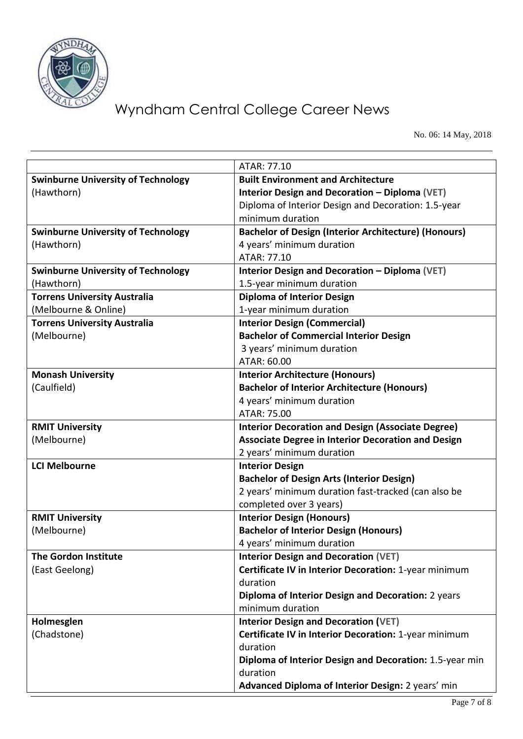| | |
|---|---|
| | ATAR: 77.10 |
| **Swinburne University of Technology** (Hawthorn) | **Built Environment and Architecture** **Interior Design and Decoration – Diploma (VET)** Diploma of Interior Design and Decoration: 1.5-year minimum duration |
| **Swinburne University of Technology** (Hawthorn) | **Bachelor of Design (Interior Architecture) (Honours)** 4 years' minimum duration ATAR: 77.10 |
| **Swinburne University of Technology** (Hawthorn) | **Interior Design and Decoration – Diploma (VET)** 1.5-year minimum duration |
| **Torrens University Australia** (Melbourne & Online) | **Diploma of Interior Design** 1-year minimum duration |
| **Torrens University Australia** (Melbourne) | **Interior Design (Commercial)** **Bachelor of Commercial Interior Design** 3 years' minimum duration ATAR: 60.00 |
| **Monash University** (Caulfield) | **Interior Architecture (Honours)** **Bachelor of Interior Architecture (Honours)** 4 years' minimum duration ATAR: 75.00 |
| **RMIT University** (Melbourne) | **Interior Decoration and Design (Associate Degree)** **Associate Degree in Interior Decoration and Design** 2 years' minimum duration |
| **LCI Melbourne** | **Interior Design** **Bachelor of Design Arts (Interior Design)** 2 years' minimum duration fast-tracked (can also be completed over 3 years) |
| **RMIT University** (Melbourne) | **Interior Design (Honours)** **Bachelor of Interior Design (Honours)** 4 years' minimum duration |
| **The Gordon Institute** (East Geelong) | **Interior Design and Decoration (VET)** **Certificate IV in Interior Decoration:** 1-year minimum duration **Diploma of Interior Design and Decoration:** 2 years minimum duration |
| **Holmesglen** (Chadstone) | **Interior Design and Decoration (VET)** **Certificate IV in Interior Decoration:** 1-year minimum duration **Diploma of Interior Design and Decoration:** 1.5-year min duration **Advanced Diploma of Interior Design:** 2 years' min |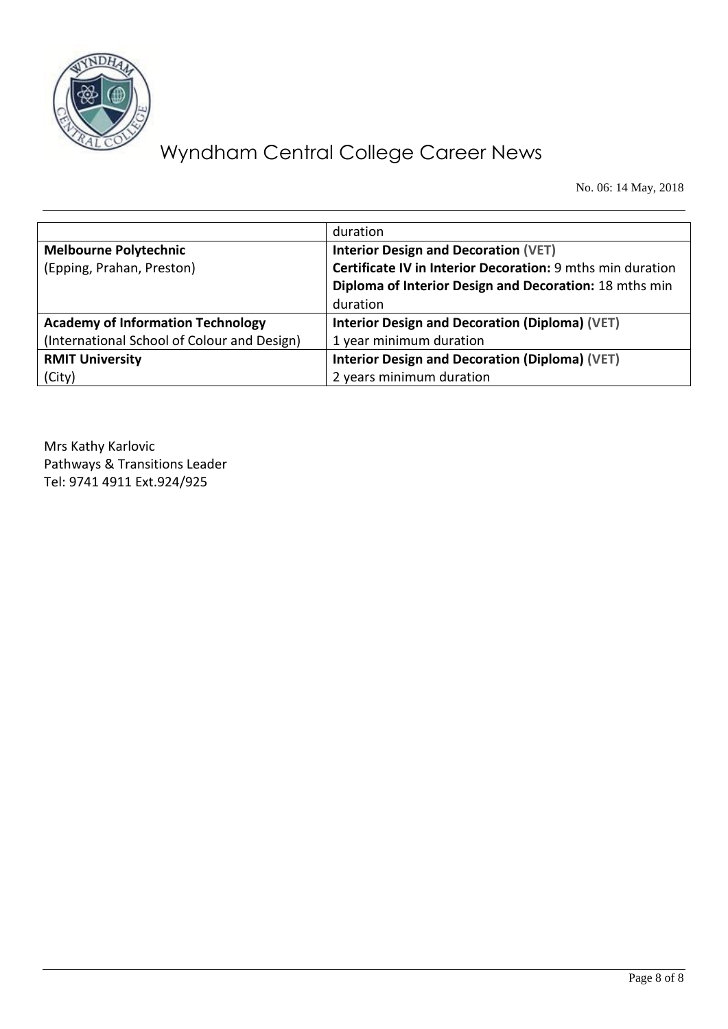| | |
|---|---|
| | duration |
| **Melbourne Polytechnic**<br>(Epping, Prahan, Preston) | **Interior Design and Decoration (VET)**<br>**Certificate IV in Interior Decoration:** 9 mths min duration<br>**Diploma of Interior Design and Decoration:** 18 mths min duration |
| **Academy of Information Technology**<br>(International School of Colour and Design) | **Interior Design and Decoration (Diploma) (VET)**<br>1 year minimum duration |
| **RMIT University**<br>(City) | **Interior Design and Decoration (Diploma) (VET)**<br>2 years minimum duration |

Mrs Kathy Karlovic
Pathways & Transitions Leader
Tel: 9741 4911 Ext.924/925